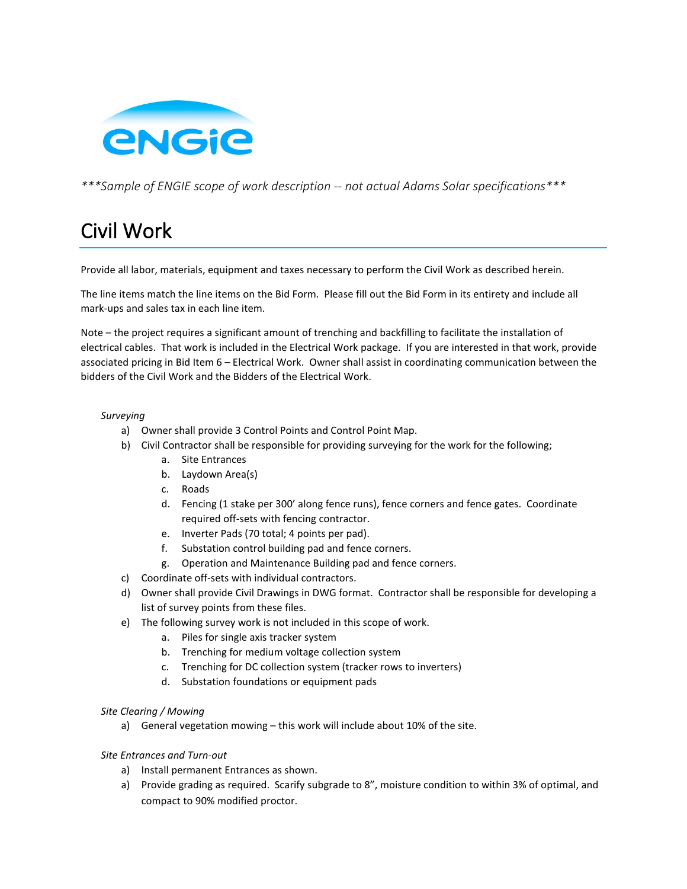***Sample of ENGIE scope of work description -- not actual Adams Solar specifications***

# Civil Work

Provide all labor, materials, equipment and taxes necessary to perform the Civil Work as described herein.

The line items match the line items on the Bid Form. Please fill out the Bid Form in its entirety and include all mark-ups and sales tax in each line item.

Note – the project requires a significant amount of trenching and backfilling to facilitate the installation of electrical cables. That work is included in the Electrical Work package. If you are interested in that work, provide associated pricing in Bid Item 6 – Electrical Work. Owner shall assist in coordinating communication between the bidders of the Civil Work and the Bidders of the Electrical Work.

*Surveying*

a) Owner shall provide 3 Control Points and Control Point Map.
b) Civil Contractor shall be responsible for providing surveying for the work for the following;
   a. Site Entrances
   b. Laydown Area(s)
   c. Roads
   d. Fencing (1 stake per 300' along fence runs), fence corners and fence gates. Coordinate required off-sets with fencing contractor.
   e. Inverter Pads (70 total; 4 points per pad).
   f. Substation control building pad and fence corners.
   g. Operation and Maintenance Building pad and fence corners.
c) Coordinate off-sets with individual contractors.
d) Owner shall provide Civil Drawings in DWG format. Contractor shall be responsible for developing a list of survey points from these files.
e) The following survey work is not included in this scope of work.
   a. Piles for single axis tracker system
   b. Trenching for medium voltage collection system
   c. Trenching for DC collection system (tracker rows to inverters)
   d. Substation foundations or equipment pads

*Site Clearing / Mowing*

a) General vegetation mowing – this work will include about 10% of the site.

*Site Entrances and Turn-out*

a) Install permanent Entrances as shown.
a) Provide grading as required. Scarify subgrade to 8", moisture condition to within 3% of optimal, and compact to 90% modified proctor.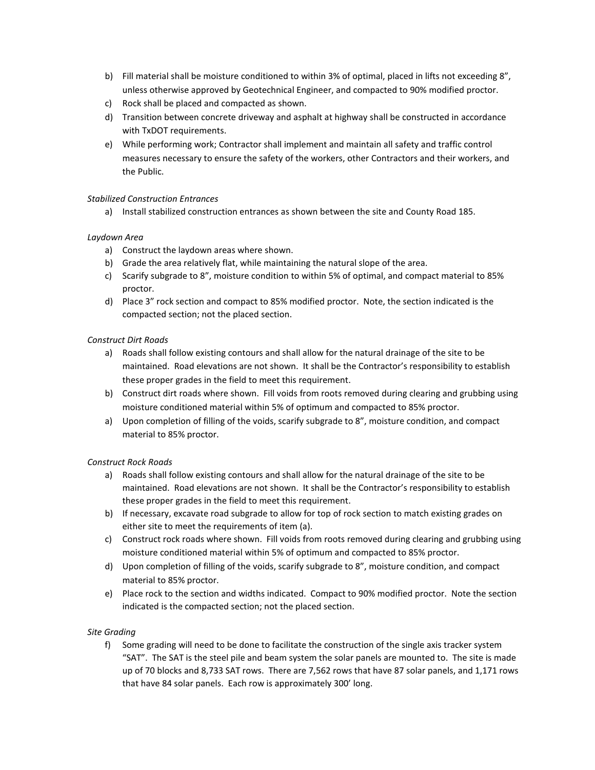b) Fill material shall be moisture conditioned to within 3% of optimal, placed in lifts not exceeding 8", unless otherwise approved by Geotechnical Engineer, and compacted to 90% modified proctor.

c) Rock shall be placed and compacted as shown.

d) Transition between concrete driveway and asphalt at highway shall be constructed in accordance with TxDOT requirements.

e) While performing work; Contractor shall implement and maintain all safety and traffic control measures necessary to ensure the safety of the workers, other Contractors and their workers, and the Public.

*Stabilized Construction Entrances*

a) Install stabilized construction entrances as shown between the site and County Road 185.

*Laydown Area*

a) Construct the laydown areas where shown.

b) Grade the area relatively flat, while maintaining the natural slope of the area.

c) Scarify subgrade to 8", moisture condition to within 5% of optimal, and compact material to 85% proctor.

d) Place 3" rock section and compact to 85% modified proctor. Note, the section indicated is the compacted section; not the placed section.

*Construct Dirt Roads*

a) Roads shall follow existing contours and shall allow for the natural drainage of the site to be maintained. Road elevations are not shown. It shall be the Contractor's responsibility to establish these proper grades in the field to meet this requirement.

b) Construct dirt roads where shown. Fill voids from roots removed during clearing and grubbing using moisture conditioned material within 5% of optimum and compacted to 85% proctor.

a) Upon completion of filling of the voids, scarify subgrade to 8", moisture condition, and compact material to 85% proctor.

*Construct Rock Roads*

a) Roads shall follow existing contours and shall allow for the natural drainage of the site to be maintained. Road elevations are not shown. It shall be the Contractor's responsibility to establish these proper grades in the field to meet this requirement.

b) If necessary, excavate road subgrade to allow for top of rock section to match existing grades on either site to meet the requirements of item (a).

c) Construct rock roads where shown. Fill voids from roots removed during clearing and grubbing using moisture conditioned material within 5% of optimum and compacted to 85% proctor.

d) Upon completion of filling of the voids, scarify subgrade to 8", moisture condition, and compact material to 85% proctor.

e) Place rock to the section and widths indicated. Compact to 90% modified proctor. Note the section indicated is the compacted section; not the placed section.

*Site Grading*

f) Some grading will need to be done to facilitate the construction of the single axis tracker system "SAT". The SAT is the steel pile and beam system the solar panels are mounted to. The site is made up of 70 blocks and 8,733 SAT rows. There are 7,562 rows that have 87 solar panels, and 1,171 rows that have 84 solar panels. Each row is approximately 300' long.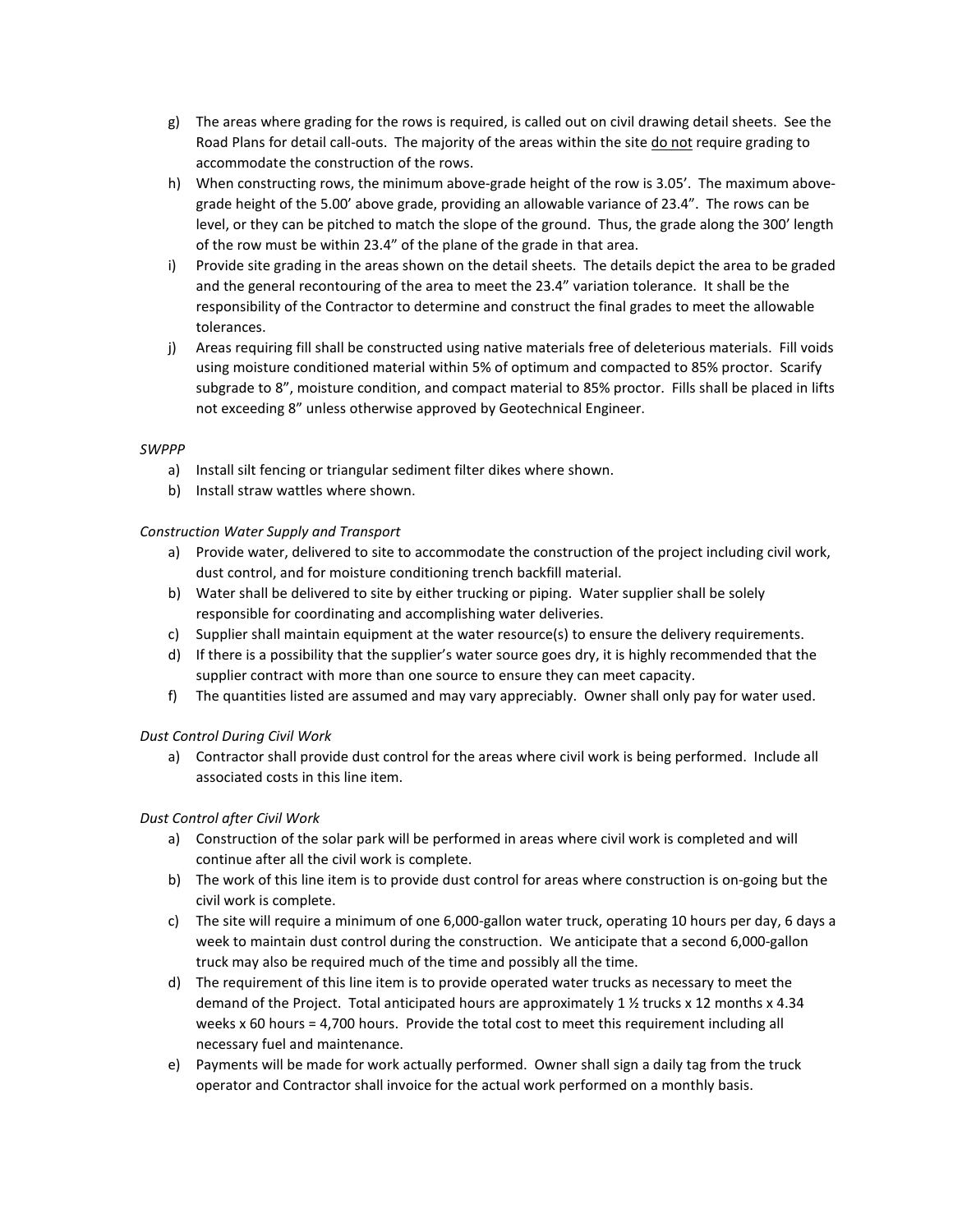g) The areas where grading for the rows is required, is called out on civil drawing detail sheets. See the Road Plans for detail call-outs. The majority of the areas within the site <u>do not</u> require grading to accommodate the construction of the rows.

h) When constructing rows, the minimum above-grade height of the row is 3.05'. The maximum above-grade height of the 5.00' above grade, providing an allowable variance of 23.4". The rows can be level, or they can be pitched to match the slope of the ground. Thus, the grade along the 300' length of the row must be within 23.4" of the plane of the grade in that area.

i) Provide site grading in the areas shown on the detail sheets. The details depict the area to be graded and the general recontouring of the area to meet the 23.4" variation tolerance. It shall be the responsibility of the Contractor to determine and construct the final grades to meet the allowable tolerances.

j) Areas requiring fill shall be constructed using native materials free of deleterious materials. Fill voids using moisture conditioned material within 5% of optimum and compacted to 85% proctor. Scarify subgrade to 8", moisture condition, and compact material to 85% proctor. Fills shall be placed in lifts not exceeding 8" unless otherwise approved by Geotechnical Engineer.

*SWPPP*

a) Install silt fencing or triangular sediment filter dikes where shown.
b) Install straw wattles where shown.

*Construction Water Supply and Transport*

a) Provide water, delivered to site to accommodate the construction of the project including civil work, dust control, and for moisture conditioning trench backfill material.
b) Water shall be delivered to site by either trucking or piping. Water supplier shall be solely responsible for coordinating and accomplishing water deliveries.
c) Supplier shall maintain equipment at the water resource(s) to ensure the delivery requirements.
d) If there is a possibility that the supplier's water source goes dry, it is highly recommended that the supplier contract with more than one source to ensure they can meet capacity.
f) The quantities listed are assumed and may vary appreciably. Owner shall only pay for water used.

*Dust Control During Civil Work*

a) Contractor shall provide dust control for the areas where civil work is being performed. Include all associated costs in this line item.

*Dust Control after Civil Work*

a) Construction of the solar park will be performed in areas where civil work is completed and will continue after all the civil work is complete.
b) The work of this line item is to provide dust control for areas where construction is on-going but the civil work is complete.
c) The site will require a minimum of one 6,000-gallon water truck, operating 10 hours per day, 6 days a week to maintain dust control during the construction. We anticipate that a second 6,000-gallon truck may also be required much of the time and possibly all the time.
d) The requirement of this line item is to provide operated water trucks as necessary to meet the demand of the Project. Total anticipated hours are approximately 1 ½ trucks x 12 months x 4.34 weeks x 60 hours = 4,700 hours. Provide the total cost to meet this requirement including all necessary fuel and maintenance.
e) Payments will be made for work actually performed. Owner shall sign a daily tag from the truck operator and Contractor shall invoice for the actual work performed on a monthly basis.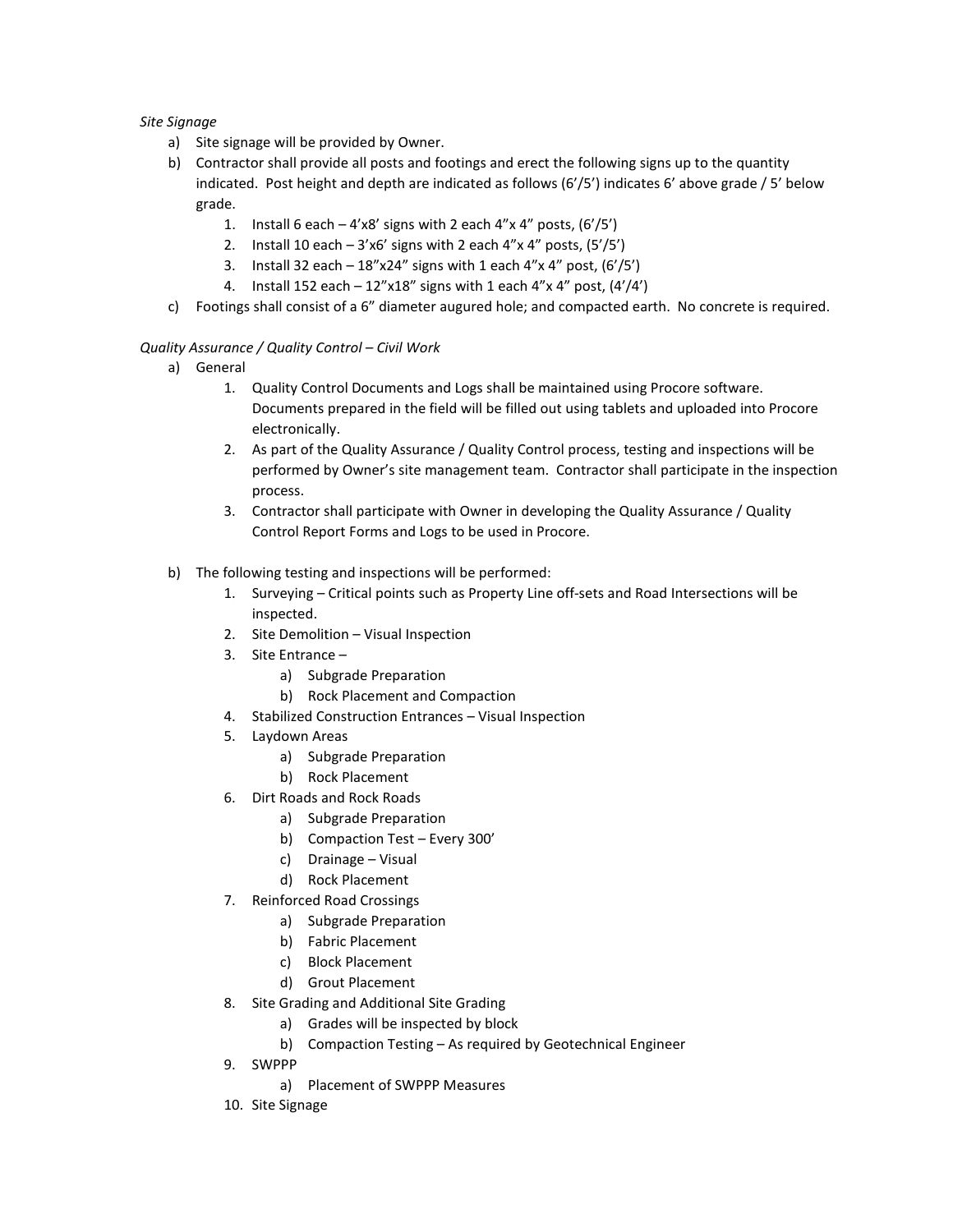*Site Signage*

a) Site signage will be provided by Owner.
b) Contractor shall provide all posts and footings and erect the following signs up to the quantity indicated. Post height and depth are indicated as follows (6'/5') indicates 6' above grade / 5' below grade.
    1. Install 6 each – 4'x8' signs with 2 each 4"x 4" posts, (6'/5')
    2. Install 10 each – 3'x6' signs with 2 each 4"x 4" posts, (5'/5')
    3. Install 32 each – 18"x24" signs with 1 each 4"x 4" post, (6'/5')
    4. Install 152 each – 12"x18" signs with 1 each 4"x 4" post, (4'/4')
c) Footings shall consist of a 6" diameter augured hole; and compacted earth. No concrete is required.

*Quality Assurance / Quality Control – Civil Work*

a) General
    1. Quality Control Documents and Logs shall be maintained using Procore software. Documents prepared in the field will be filled out using tablets and uploaded into Procore electronically.
    2. As part of the Quality Assurance / Quality Control process, testing and inspections will be performed by Owner's site management team. Contractor shall participate in the inspection process.
    3. Contractor shall participate with Owner in developing the Quality Assurance / Quality Control Report Forms and Logs to be used in Procore.

b) The following testing and inspections will be performed:
    1. Surveying – Critical points such as Property Line off-sets and Road Intersections will be inspected.
    2. Site Demolition – Visual Inspection
    3. Site Entrance –
        a) Subgrade Preparation
        b) Rock Placement and Compaction
    4. Stabilized Construction Entrances – Visual Inspection
    5. Laydown Areas
        a) Subgrade Preparation
        b) Rock Placement
    6. Dirt Roads and Rock Roads
        a) Subgrade Preparation
        b) Compaction Test – Every 300'
        c) Drainage – Visual
        d) Rock Placement
    7. Reinforced Road Crossings
        a) Subgrade Preparation
        b) Fabric Placement
        c) Block Placement
        d) Grout Placement
    8. Site Grading and Additional Site Grading
        a) Grades will be inspected by block
        b) Compaction Testing – As required by Geotechnical Engineer
    9. SWPPP
        a) Placement of SWPPP Measures
    10. Site Signage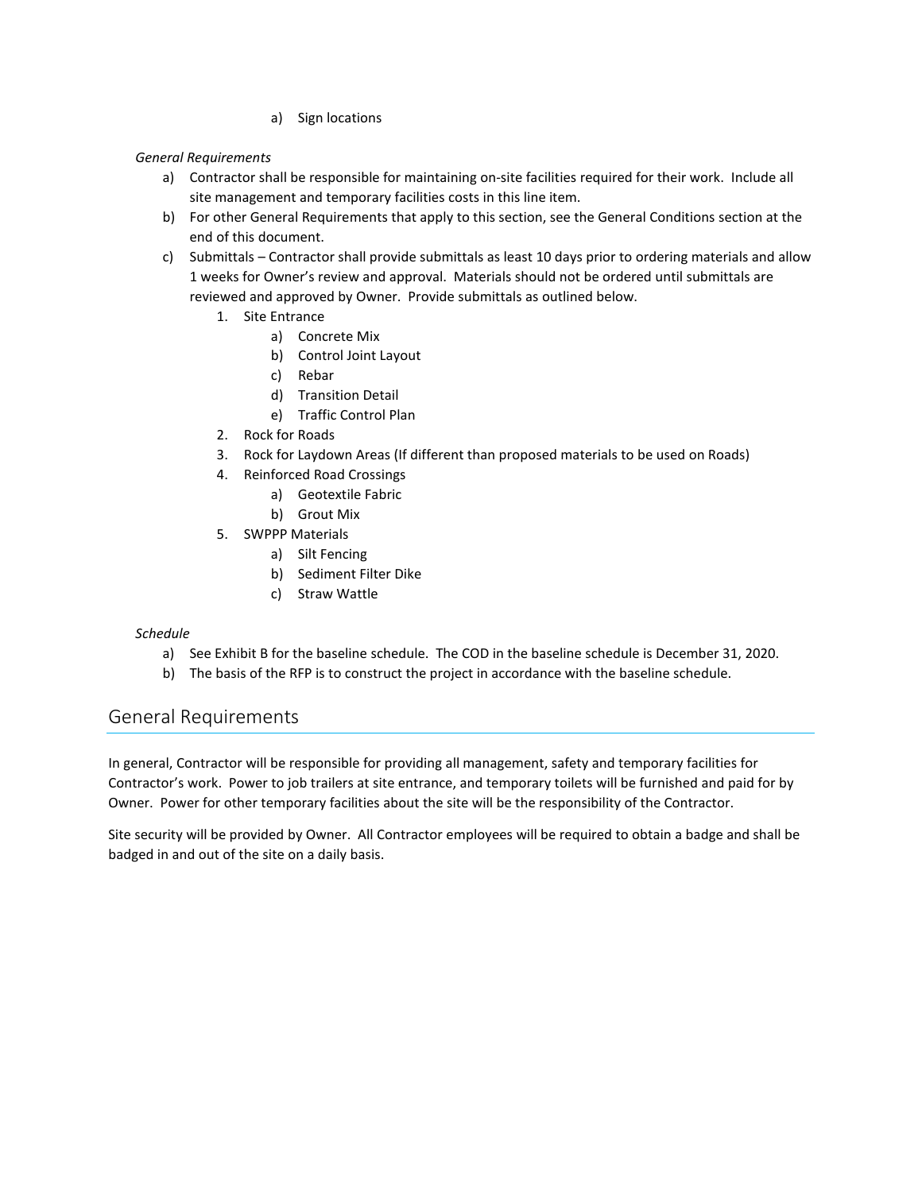a) Sign locations

*General Requirements*

a) Contractor shall be responsible for maintaining on-site facilities required for their work. Include all site management and temporary facilities costs in this line item.
b) For other General Requirements that apply to this section, see the General Conditions section at the end of this document.
c) Submittals – Contractor shall provide submittals as least 10 days prior to ordering materials and allow 1 weeks for Owner's review and approval. Materials should not be ordered until submittals are reviewed and approved by Owner. Provide submittals as outlined below.
   1. Site Entrance
      a) Concrete Mix
      b) Control Joint Layout
      c) Rebar
      d) Transition Detail
      e) Traffic Control Plan
   2. Rock for Roads
   3. Rock for Laydown Areas (If different than proposed materials to be used on Roads)
   4. Reinforced Road Crossings
      a) Geotextile Fabric
      b) Grout Mix
   5. SWPPP Materials
      a) Silt Fencing
      b) Sediment Filter Dike
      c) Straw Wattle

*Schedule*

a) See Exhibit B for the baseline schedule. The COD in the baseline schedule is December 31, 2020.
b) The basis of the RFP is to construct the project in accordance with the baseline schedule.

## General Requirements

In general, Contractor will be responsible for providing all management, safety and temporary facilities for Contractor's work. Power to job trailers at site entrance, and temporary toilets will be furnished and paid for by Owner. Power for other temporary facilities about the site will be the responsibility of the Contractor.

Site security will be provided by Owner. All Contractor employees will be required to obtain a badge and shall be badged in and out of the site on a daily basis.